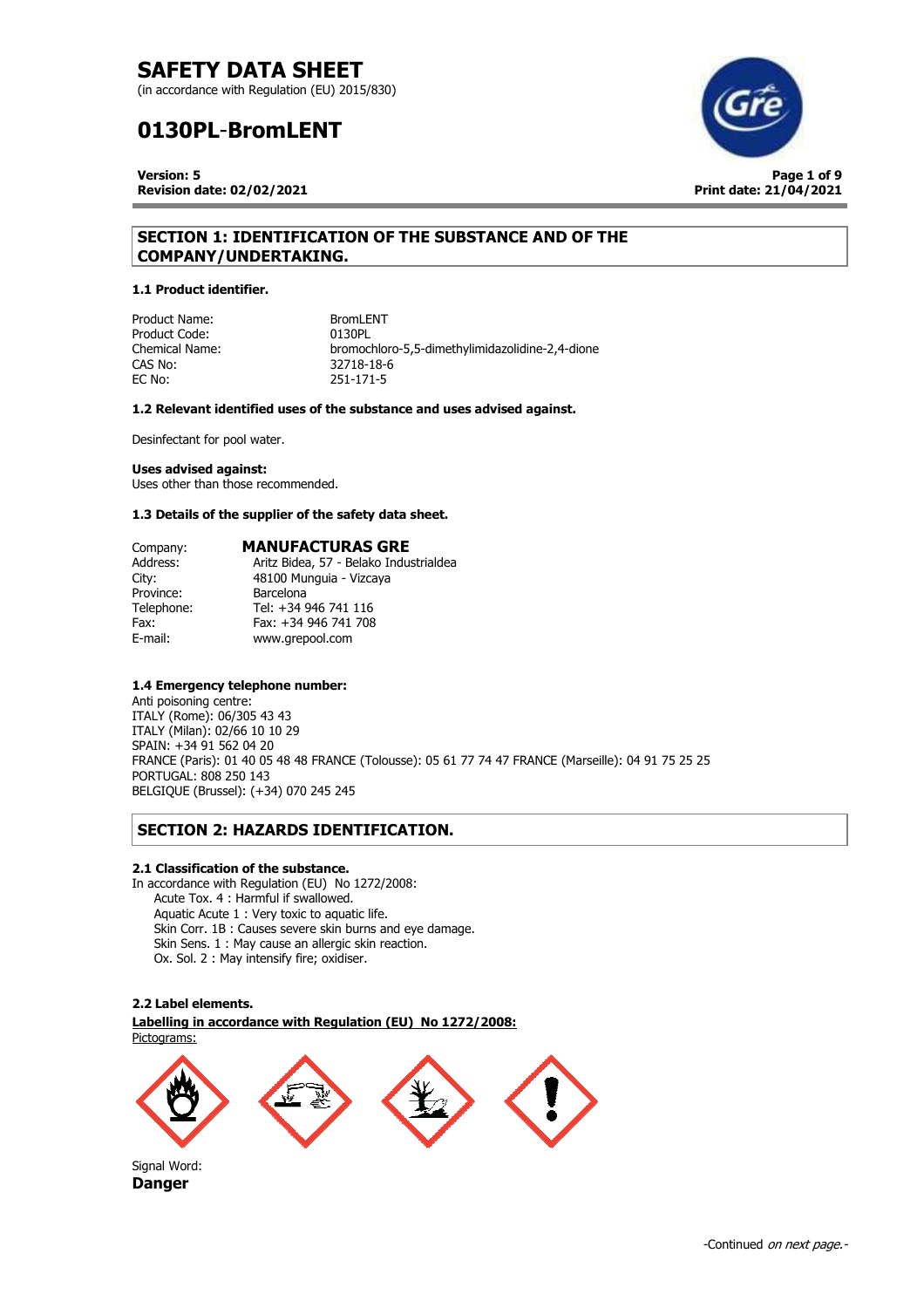# SAFETY DATA SHEET

(in accordance with Regulation (EU) 2015/830)

# 0130PL-BromLENT

**Version: 5**
**Revision date: 02/02/2021**

**Print date: 21/04/2021**

## SECTION 1: IDENTIFICATION OF THE SUBSTANCE AND OF THE COMPANY/UNDERTAKING.

### 1.1 Product identifier.

| | |
|---|---|
| Product Name: | BromLENT |
| Product Code: | 0130PL |
| Chemical Name: | bromochloro-5,5-dimethylimidazolidine-2,4-dione |
| CAS No: | 32718-18-6 |
| EC No: | 251-171-5 |

### 1.2 Relevant identified uses of the substance and uses advised against.

Desinfectant for pool water.

**Uses advised against:**
Uses other than those recommended.

### 1.3 Details of the supplier of the safety data sheet.

| | |
|---|---|
| Company: | **MANUFACTURAS GRE** |
| Address: | Aritz Bidea, 57 - Belako Industrialdea |
| City: | 48100 Munguia - Vizcaya |
| Province: | Barcelona |
| Telephone: | Tel: +34 946 741 116 |
| Fax: | Fax: +34 946 741 708 |
| E-mail: | www.grepool.com |

### 1.4 Emergency telephone number:

Anti poisoning centre:
ITALY (Rome): 06/305 43 43
ITALY (Milan): 02/66 10 10 29
SPAIN: +34 91 562 04 20
FRANCE (Paris): 01 40 05 48 48 FRANCE (Tolousse): 05 61 77 74 47 FRANCE (Marseille): 04 91 75 25 25
PORTUGAL: 808 250 143
BELGIQUE (Brussel): (+34) 070 245 245

## SECTION 2: HAZARDS IDENTIFICATION.

### 2.1 Classification of the substance.

In accordance with Regulation (EU) No 1272/2008:
- Acute Tox. 4 : Harmful if swallowed.
- Aquatic Acute 1 : Very toxic to aquatic life.
- Skin Corr. 1B : Causes severe skin burns and eye damage.
- Skin Sens. 1 : May cause an allergic skin reaction.
- Ox. Sol. 2 : May intensify fire; oxidiser.

### 2.2 Label elements.

**Labelling in accordance with Regulation (EU) No 1272/2008:**

Pictograms:

Signal Word:
**Danger**

-Continued *on next page.*-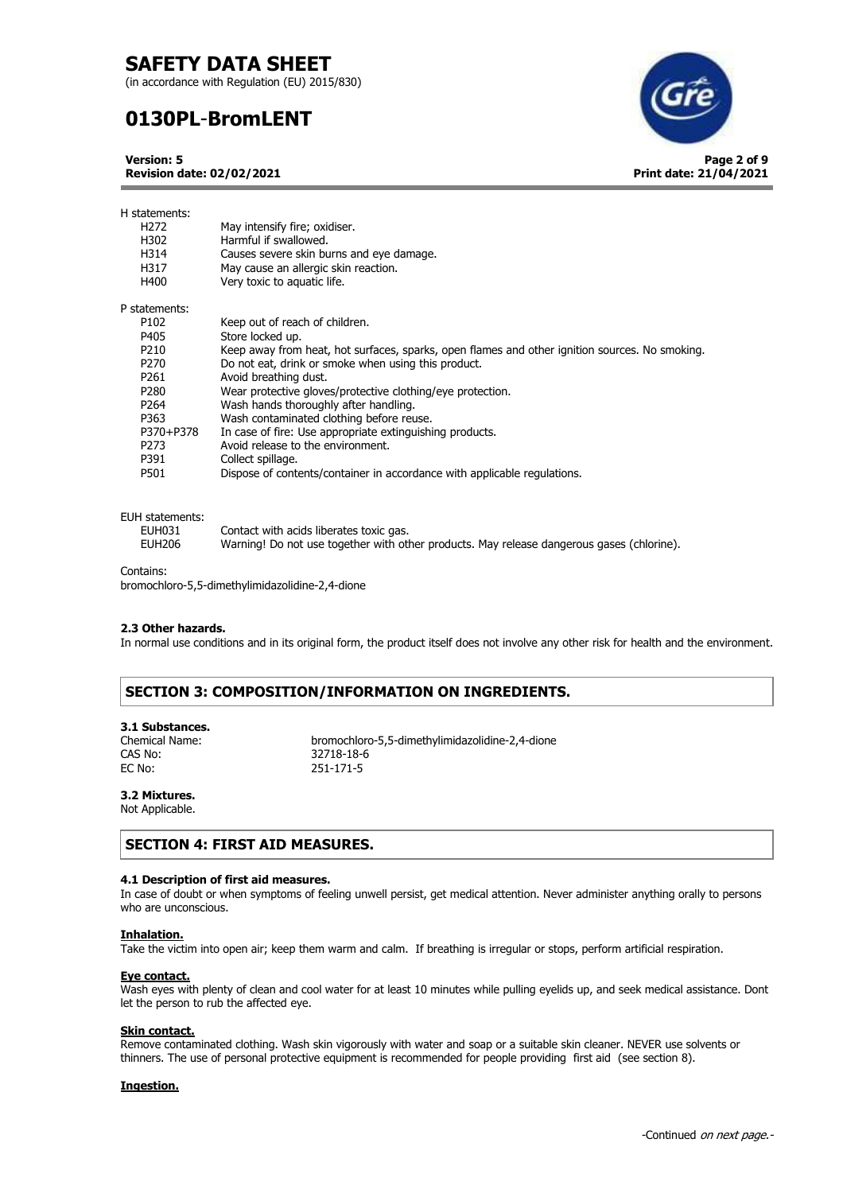H statements:

| | |
|---|---|
| H272 | May intensify fire; oxidiser. |
| H302 | Harmful if swallowed. |
| H314 | Causes severe skin burns and eye damage. |
| H317 | May cause an allergic skin reaction. |
| H400 | Very toxic to aquatic life. |

P statements:

| | |
|---|---|
| P102 | Keep out of reach of children. |
| P405 | Store locked up. |
| P210 | Keep away from heat, hot surfaces, sparks, open flames and other ignition sources. No smoking. |
| P270 | Do not eat, drink or smoke when using this product. |
| P261 | Avoid breathing dust. |
| P280 | Wear protective gloves/protective clothing/eye protection. |
| P264 | Wash hands thoroughly after handling. |
| P363 | Wash contaminated clothing before reuse. |
| P370+P378 | In case of fire: Use appropriate extinguishing products. |
| P273 | Avoid release to the environment. |
| P391 | Collect spillage. |
| P501 | Dispose of contents/container in accordance with applicable regulations. |

EUH statements:

| | |
|---|---|
| EUH031 | Contact with acids liberates toxic gas. |
| EUH206 | Warning! Do not use together with other products. May release dangerous gases (chlorine). |

Contains:

bromochloro-5,5-dimethylimidazolidine-2,4-dione

#### 2.3 Other hazards.

In normal use conditions and in its original form, the product itself does not involve any other risk for health and the environment.

## SECTION 3: COMPOSITION/INFORMATION ON INGREDIENTS.

#### 3.1 Substances.

Chemical Name: bromochloro-5,5-dimethylimidazolidine-2,4-dione
CAS No: 32718-18-6
EC No: 251-171-5

#### 3.2 Mixtures.

Not Applicable.

## SECTION 4: FIRST AID MEASURES.

#### 4.1 Description of first aid measures.

In case of doubt or when symptoms of feeling unwell persist, get medical attention. Never administer anything orally to persons who are unconscious.

**Inhalation.**

Take the victim into open air; keep them warm and calm. If breathing is irregular or stops, perform artificial respiration.

**Eye contact.**

Wash eyes with plenty of clean and cool water for at least 10 minutes while pulling eyelids up, and seek medical assistance. Dont let the person to rub the affected eye.

**Skin contact.**

Remove contaminated clothing. Wash skin vigorously with water and soap or a suitable skin cleaner. NEVER use solvents or thinners. The use of personal protective equipment is recommended for people providing first aid (see section 8).

**Ingestion.**

-Continued *on next page.*-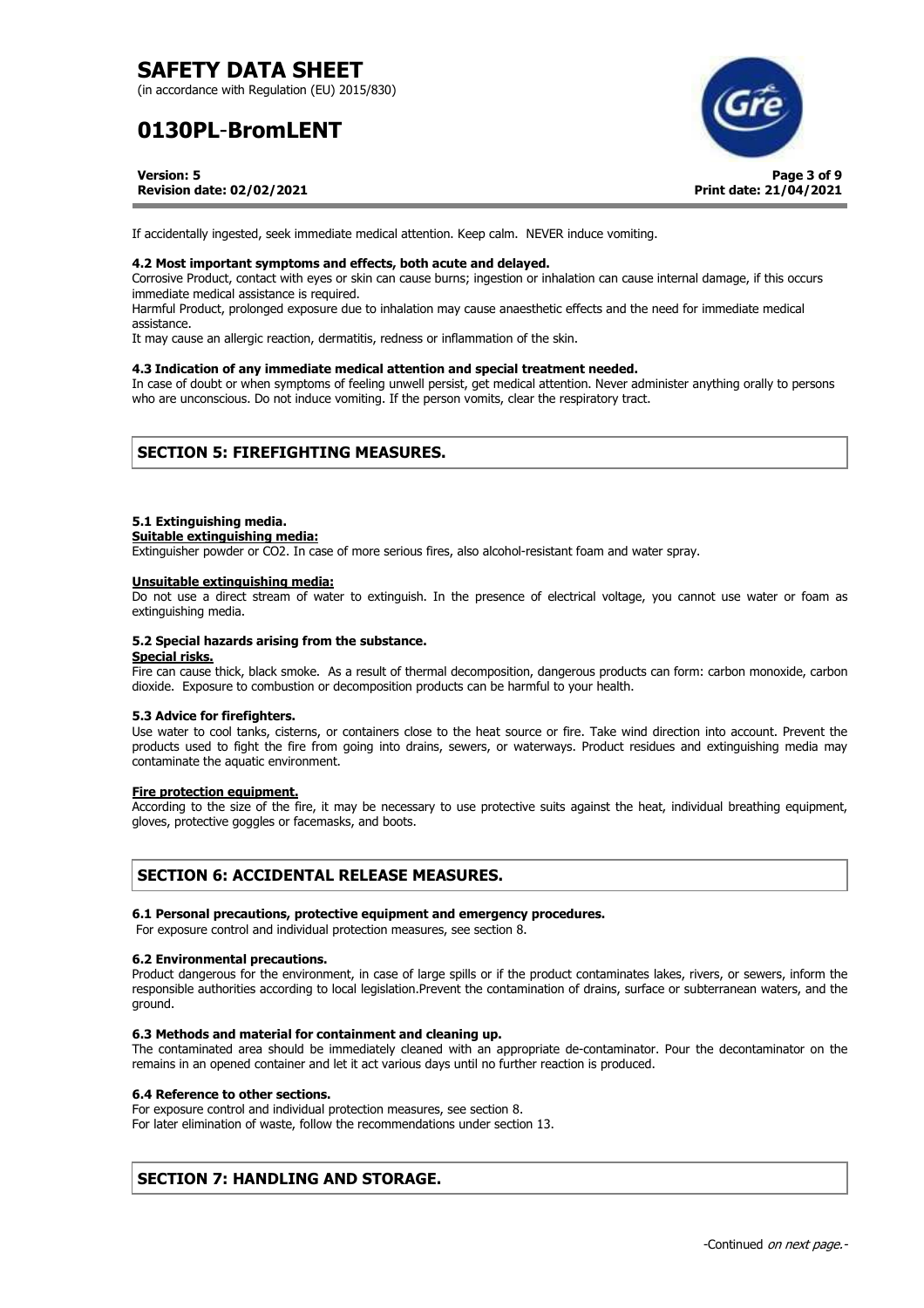If accidentally ingested, seek immediate medical attention. Keep calm. NEVER induce vomiting.

**4.2 Most important symptoms and effects, both acute and delayed.**

Corrosive Product, contact with eyes or skin can cause burns; ingestion or inhalation can cause internal damage, if this occurs immediate medical assistance is required.

Harmful Product, prolonged exposure due to inhalation may cause anaesthetic effects and the need for immediate medical assistance.

It may cause an allergic reaction, dermatitis, redness or inflammation of the skin.

**4.3 Indication of any immediate medical attention and special treatment needed.**

In case of doubt or when symptoms of feeling unwell persist, get medical attention. Never administer anything orally to persons who are unconscious. Do not induce vomiting. If the person vomits, clear the respiratory tract.

## SECTION 5: FIREFIGHTING MEASURES.

**5.1 Extinguishing media.**

**Suitable extinguishing media:**

Extinguisher powder or $CO_2$. In case of more serious fires, also alcohol-resistant foam and water spray.

**Unsuitable extinguishing media:**

Do not use a direct stream of water to extinguish. In the presence of electrical voltage, you cannot use water or foam as extinguishing media.

**5.2 Special hazards arising from the substance.**

**Special risks.**

Fire can cause thick, black smoke. As a result of thermal decomposition, dangerous products can form: carbon monoxide, carbon dioxide. Exposure to combustion or decomposition products can be harmful to your health.

**5.3 Advice for firefighters.**

Use water to cool tanks, cisterns, or containers close to the heat source or fire. Take wind direction into account. Prevent the products used to fight the fire from going into drains, sewers, or waterways. Product residues and extinguishing media may contaminate the aquatic environment.

**Fire protection equipment.**

According to the size of the fire, it may be necessary to use protective suits against the heat, individual breathing equipment, gloves, protective goggles or facemasks, and boots.

## SECTION 6: ACCIDENTAL RELEASE MEASURES.

**6.1 Personal precautions, protective equipment and emergency procedures.**

For exposure control and individual protection measures, see section 8.

**6.2 Environmental precautions.**

Product dangerous for the environment, in case of large spills or if the product contaminates lakes, rivers, or sewers, inform the responsible authorities according to local legislation.Prevent the contamination of drains, surface or subterranean waters, and the ground.

**6.3 Methods and material for containment and cleaning up.**

The contaminated area should be immediately cleaned with an appropriate de-contaminator. Pour the decontaminator on the remains in an opened container and let it act various days until no further reaction is produced.

**6.4 Reference to other sections.**

For exposure control and individual protection measures, see section 8.

For later elimination of waste, follow the recommendations under section 13.

## SECTION 7: HANDLING AND STORAGE.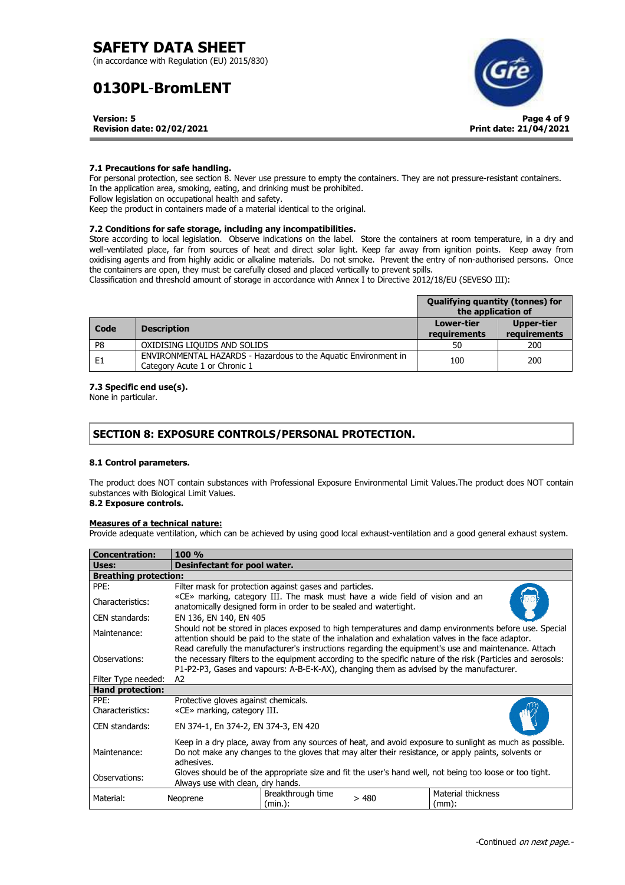### 7.1 Precautions for safe handling.

For personal protection, see section 8. Never use pressure to empty the containers. They are not pressure-resistant containers. In the application area, smoking, eating, and drinking must be prohibited.
Follow legislation on occupational health and safety.
Keep the product in containers made of a material identical to the original.

### 7.2 Conditions for safe storage, including any incompatibilities.

Store according to local legislation. Observe indications on the label. Store the containers at room temperature, in a dry and well-ventilated place, far from sources of heat and direct solar light. Keep far away from ignition points. Keep away from oxidising agents and from highly acidic or alkaline materials. Do not smoke. Prevent the entry of non-authorised persons. Once the containers are open, they must be carefully closed and placed vertically to prevent spills.
Classification and threshold amount of storage in accordance with Annex I to Directive 2012/18/EU (SEVESO III):

| | | Qualifying quantity (tonnes) for the application of | |
|---|---|---|---|
| **Code** | **Description** | **Lower-tier requirements** | **Upper-tier requirements** |
| P8 | OXIDISING LIQUIDS AND SOLIDS | 50 | 200 |
| E1 | ENVIRONMENTAL HAZARDS - Hazardous to the Aquatic Environment in Category Acute 1 or Chronic 1 | 100 | 200 |

### 7.3 Specific end use(s).

None in particular.

## SECTION 8: EXPOSURE CONTROLS/PERSONAL PROTECTION.

### 8.1 Control parameters.

The product does NOT contain substances with Professional Exposure Environmental Limit Values.The product does NOT contain substances with Biological Limit Values.

### 8.2 Exposure controls.

**Measures of a technical nature:**
Provide adequate ventilation, which can be achieved by using good local exhaust-ventilation and a good general exhaust system.

| **Concentration:** | **100 %** |
|---|---|
| **Uses:** | **Desinfectant for pool water.** |
| **Breathing protection:** | |
| PPE: | Filter mask for protection against gases and particles. |
| Characteristics: | «CE» marking, category III. The mask must have a wide field of vision and an anatomically designed form in order to be sealed and watertight. |
| CEN standards: | EN 136, EN 140, EN 405 |
| Maintenance: | Should not be stored in places exposed to high temperatures and damp environments before use. Special attention should be paid to the state of the inhalation and exhalation valves in the face adaptor. |
| Observations: | Read carefully the manufacturer's instructions regarding the equipment's use and maintenance. Attach the necessary filters to the equipment according to the specific nature of the risk (Particles and aerosols: P1-P2-P3, Gases and vapours: A-B-E-K-AX), changing them as advised by the manufacturer. |
| Filter Type needed: | A2 |

| **Hand protection:** | | | | |
|---|---|---|---|---|
| PPE: | Protective gloves against chemicals. | | | |
| Characteristics: | «CE» marking, category III. | | | |
| CEN standards: | EN 374-1, En 374-2, EN 374-3, EN 420 | | | |
| Maintenance: | Keep in a dry place, away from any sources of heat, and avoid exposure to sunlight as much as possible. Do not make any changes to the gloves that may alter their resistance, or apply paints, solvents or adhesives. | | | |
| Observations: | Gloves should be of the appropriate size and fit the user's hand well, not being too loose or too tight. Always use with clean, dry hands. | | | |
| Material: | Neoprene | Breakthrough time (min.): | > 480 | Material thickness (mm): |

-Continued *on next page.*-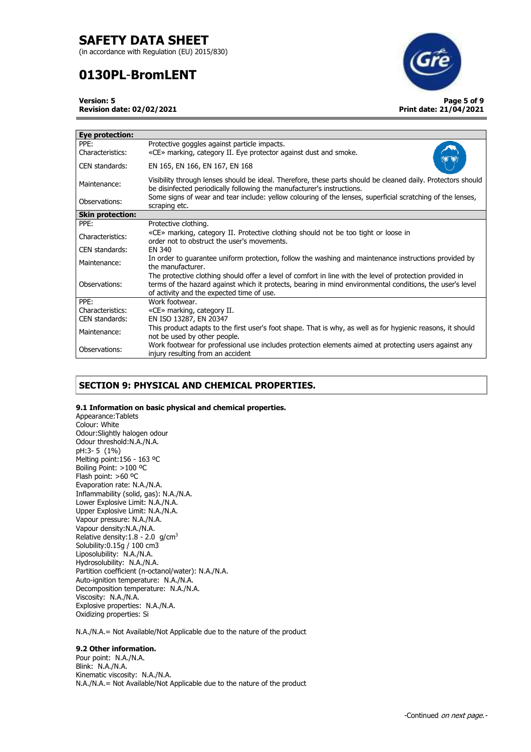| **Eye protection:** | |
|---|---|
| PPE: | Protective goggles against particle impacts. |
| Characteristics: | «CE» marking, category II. Eye protector against dust and smoke. |
| CEN standards: | EN 165, EN 166, EN 167, EN 168 |
| Maintenance: | Visibility through lenses should be ideal. Therefore, these parts should be cleaned daily. Protectors should be disinfected periodically following the manufacturer's instructions. |
| Observations: | Some signs of wear and tear include: yellow colouring of the lenses, superficial scratching of the lenses, scraping etc. |
| **Skin protection:** | |
| PPE: | Protective clothing. |
| Characteristics: | «CE» marking, category II. Protective clothing should not be too tight or loose in order not to obstruct the user's movements. |
| CEN standards: | EN 340 |
| Maintenance: | In order to guarantee uniform protection, follow the washing and maintenance instructions provided by the manufacturer. |
| Observations: | The protective clothing should offer a level of comfort in line with the level of protection provided in terms of the hazard against which it protects, bearing in mind environmental conditions, the user's level of activity and the expected time of use. |
| PPE: | Work footwear. |
| Characteristics: | «CE» marking, category II. |
| CEN standards: | EN ISO 13287, EN 20347 |
| Maintenance: | This product adapts to the first user's foot shape. That is why, as well as for hygienic reasons, it should not be used by other people. |
| Observations: | Work footwear for professional use includes protection elements aimed at protecting users against any injury resulting from an accident |

## SECTION 9: PHYSICAL AND CHEMICAL PROPERTIES.

### 9.1 Information on basic physical and chemical properties.

Appearance:Tablets
Colour: White
Odour:Slightly halogen odour
Odour threshold:N.A./N.A.
pH:3- 5 (1%)
Melting point:156 - 163 ºC
Boiling Point: >100 ºC
Flash point: >60 ºC
Evaporation rate: N.A./N.A.
Inflammability (solid, gas): N.A./N.A.
Lower Explosive Limit: N.A./N.A.
Upper Explosive Limit: N.A./N.A.
Vapour pressure: N.A./N.A.
Vapour density:N.A./N.A.
Relative density:1.8 - 2.0 g/cm$^3$
Solubility:0.15g / 100 cm3
Liposolubility: N.A./N.A.
Hydrosolubility: N.A./N.A.
Partition coefficient (n-octanol/water): N.A./N.A.
Auto-ignition temperature: N.A./N.A.
Decomposition temperature: N.A./N.A.
Viscosity: N.A./N.A.
Explosive properties: N.A./N.A.
Oxidizing properties: Si

N.A./N.A.= Not Available/Not Applicable due to the nature of the product

### 9.2 Other information.

Pour point: N.A./N.A.
Blink: N.A./N.A.
Kinematic viscosity: N.A./N.A.
N.A./N.A.= Not Available/Not Applicable due to the nature of the product

-Continued *on next page.*-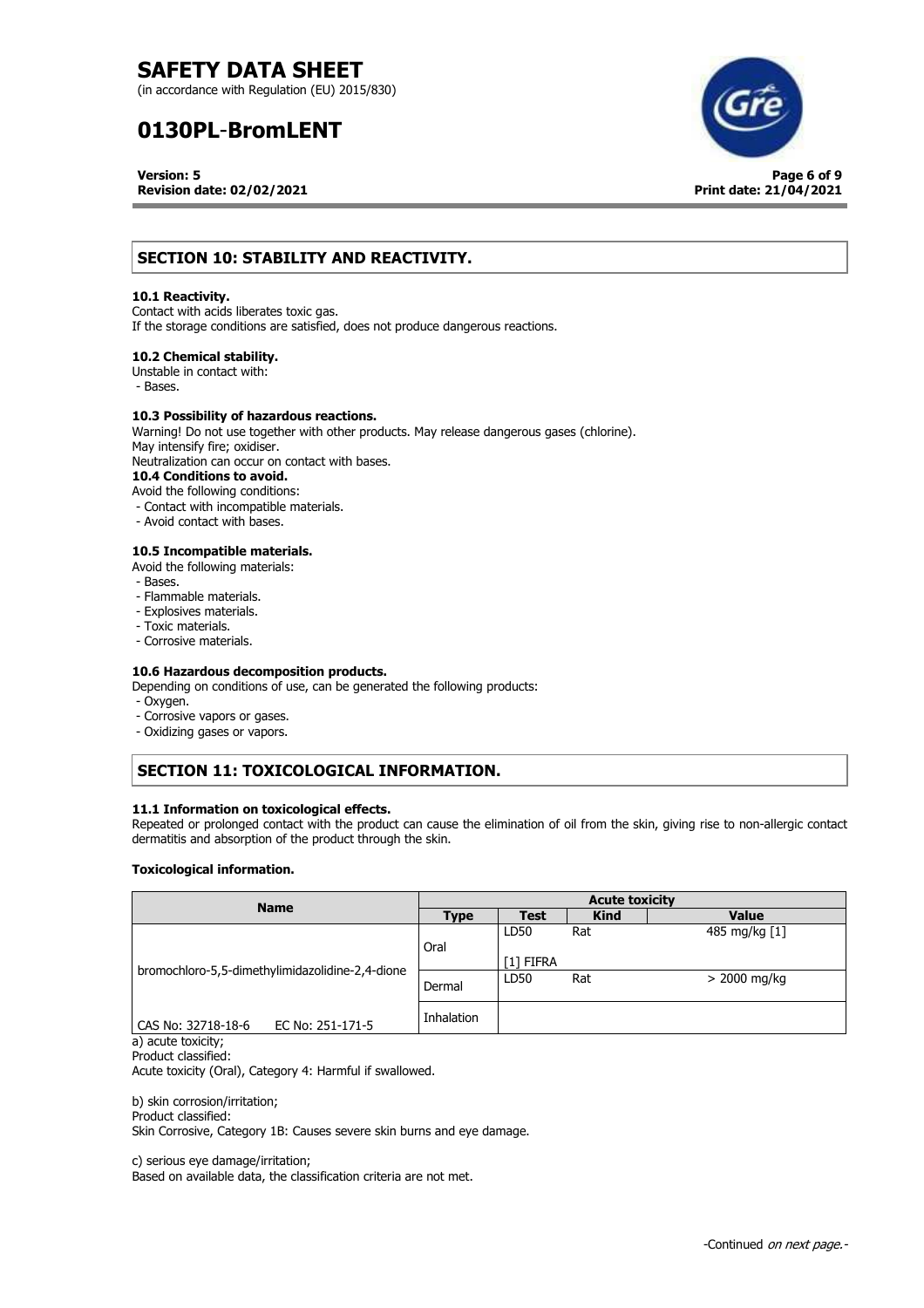## SECTION 10: STABILITY AND REACTIVITY.

### 10.1 Reactivity.

Contact with acids liberates toxic gas.
If the storage conditions are satisfied, does not produce dangerous reactions.

### 10.2 Chemical stability.

Unstable in contact with:
- Bases.

### 10.3 Possibility of hazardous reactions.

Warning! Do not use together with other products. May release dangerous gases (chlorine).
May intensify fire; oxidiser.
Neutralization can occur on contact with bases.

### 10.4 Conditions to avoid.

Avoid the following conditions:
- Contact with incompatible materials.
- Avoid contact with bases.

### 10.5 Incompatible materials.

Avoid the following materials:
- Bases.
- Flammable materials.
- Explosives materials.
- Toxic materials.
- Corrosive materials.

### 10.6 Hazardous decomposition products.

Depending on conditions of use, can be generated the following products:
- Oxygen.
- Corrosive vapors or gases.
- Oxidizing gases or vapors.

## SECTION 11: TOXICOLOGICAL INFORMATION.

### 11.1 Information on toxicological effects.

Repeated or prolonged contact with the product can cause the elimination of oil from the skin, giving rise to non-allergic contact dermatitis and absorption of the product through the skin.

**Toxicological information.**

| Name | Acute toxicity | | | |
|---|---|---|---|---|
| | **Type** | **Test** | **Kind** | **Value** |
| bromochloro-5,5-dimethylimidazolidine-2,4-dione | Oral | LD50<br>[1] FIFRA | Rat | 485 mg/kg [1] |
| | Dermal | LD50 | Rat | > 2000 mg/kg |
| CAS No: 32718-18-6 EC No: 251-171-5 | Inhalation | | | |

a) acute toxicity;
Product classified:
Acute toxicity (Oral), Category 4: Harmful if swallowed.

b) skin corrosion/irritation;
Product classified:
Skin Corrosive, Category 1B: Causes severe skin burns and eye damage.

c) serious eye damage/irritation;
Based on available data, the classification criteria are not met.

-Continued *on next page.*-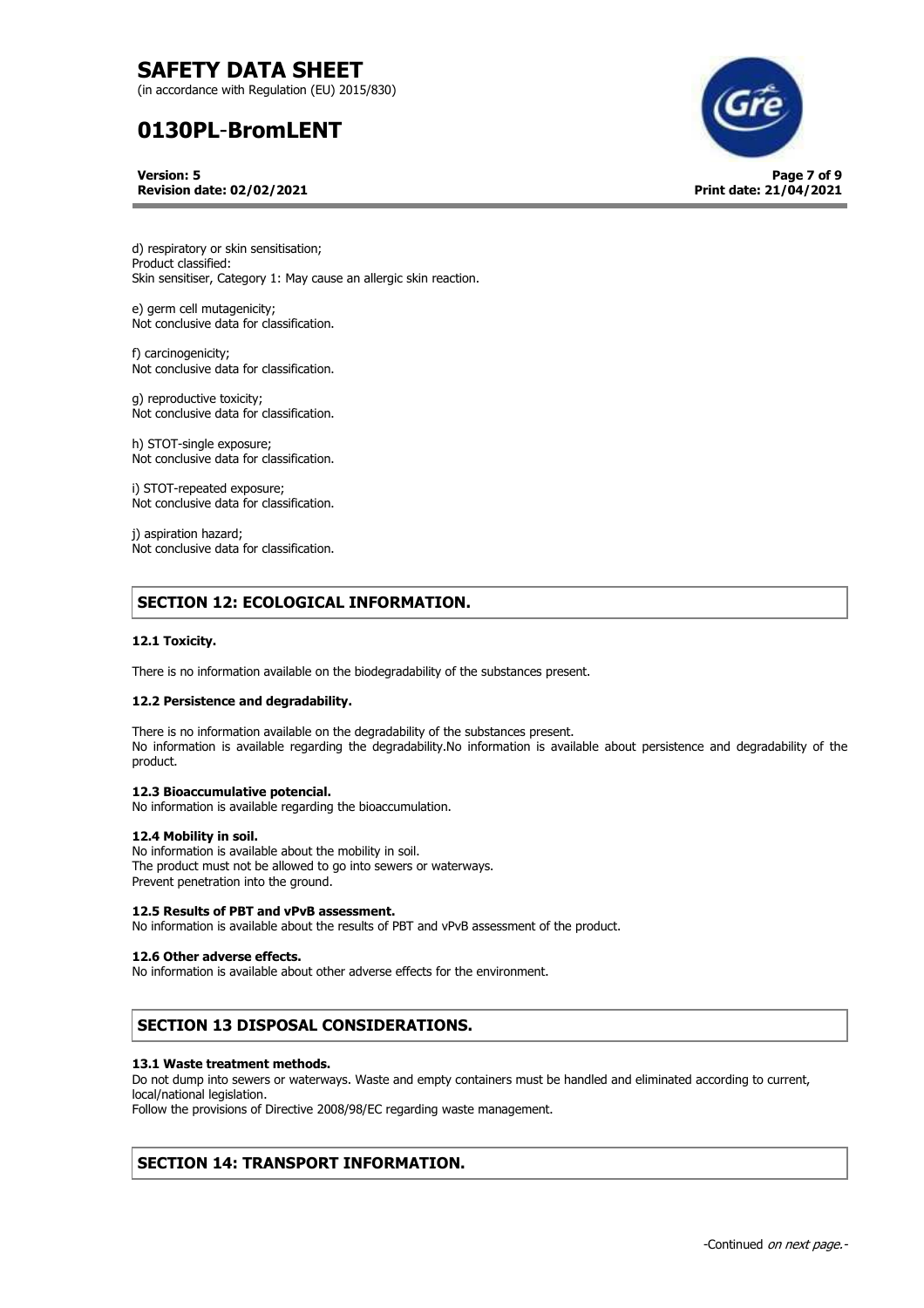d) respiratory or skin sensitisation;
Product classified:
Skin sensitiser, Category 1: May cause an allergic skin reaction.

e) germ cell mutagenicity;
Not conclusive data for classification.

f) carcinogenicity;
Not conclusive data for classification.

g) reproductive toxicity;
Not conclusive data for classification.

h) STOT-single exposure;
Not conclusive data for classification.

i) STOT-repeated exposure;
Not conclusive data for classification.

j) aspiration hazard;
Not conclusive data for classification.

## SECTION 12: ECOLOGICAL INFORMATION.

### 12.1 Toxicity.

There is no information available on the biodegradability of the substances present.

### 12.2 Persistence and degradability.

There is no information available on the degradability of the substances present.
No information is available regarding the degradability.No information is available about persistence and degradability of the product.

### 12.3 Bioaccumulative potencial.

No information is available regarding the bioaccumulation.

### 12.4 Mobility in soil.

No information is available about the mobility in soil.
The product must not be allowed to go into sewers or waterways.
Prevent penetration into the ground.

### 12.5 Results of PBT and vPvB assessment.

No information is available about the results of PBT and vPvB assessment of the product.

### 12.6 Other adverse effects.

No information is available about other adverse effects for the environment.

## SECTION 13 DISPOSAL CONSIDERATIONS.

### 13.1 Waste treatment methods.

Do not dump into sewers or waterways. Waste and empty containers must be handled and eliminated according to current, local/national legislation.
Follow the provisions of Directive 2008/98/EC regarding waste management.

## SECTION 14: TRANSPORT INFORMATION.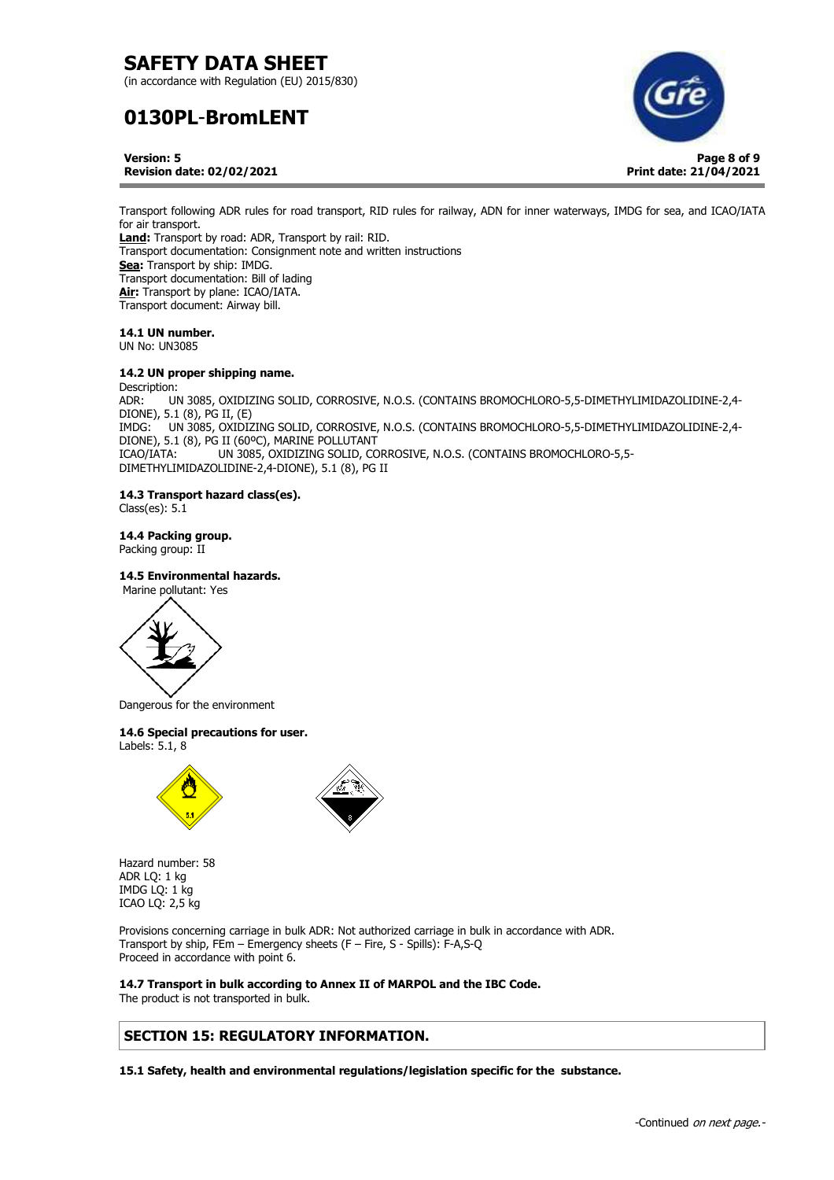Transport following ADR rules for road transport, RID rules for railway, ADN for inner waterways, IMDG for sea, and ICAO/IATA for air transport.

**Land:** Transport by road: ADR, Transport by rail: RID.
Transport documentation: Consignment note and written instructions
**Sea:** Transport by ship: IMDG.
Transport documentation: Bill of lading
**Air:** Transport by plane: ICAO/IATA.
Transport document: Airway bill.

**14.1 UN number.**
UN No: UN3085

**14.2 UN proper shipping name.**
Description:
ADR: UN 3085, OXIDIZING SOLID, CORROSIVE, N.O.S. (CONTAINS BROMOCHLORO-5,5-DIMETHYLIMIDAZOLIDINE-2,4-DIONE), 5.1 (8), PG II, (E)
IMDG: UN 3085, OXIDIZING SOLID, CORROSIVE, N.O.S. (CONTAINS BROMOCHLORO-5,5-DIMETHYLIMIDAZOLIDINE-2,4-DIONE), 5.1 (8), PG II (60ºC), MARINE POLLUTANT
ICAO/IATA: UN 3085, OXIDIZING SOLID, CORROSIVE, N.O.S. (CONTAINS BROMOCHLORO-5,5-DIMETHYLIMIDAZOLIDINE-2,4-DIONE), 5.1 (8), PG II

**14.3 Transport hazard class(es).**
Class(es): 5.1

**14.4 Packing group.**
Packing group: II

**14.5 Environmental hazards.**
Marine pollutant: Yes

Dangerous for the environment

**14.6 Special precautions for user.**
Labels: 5.1, 8

Hazard number: 58
ADR LQ: 1 kg
IMDG LQ: 1 kg
ICAO LQ: 2,5 kg

Provisions concerning carriage in bulk ADR: Not authorized carriage in bulk in accordance with ADR.
Transport by ship, FEm – Emergency sheets (F – Fire, S - Spills): F-A,S-Q
Proceed in accordance with point 6.

**14.7 Transport in bulk according to Annex II of MARPOL and the IBC Code.**
The product is not transported in bulk.

## SECTION 15: REGULATORY INFORMATION.

**15.1 Safety, health and environmental regulations/legislation specific for the substance.**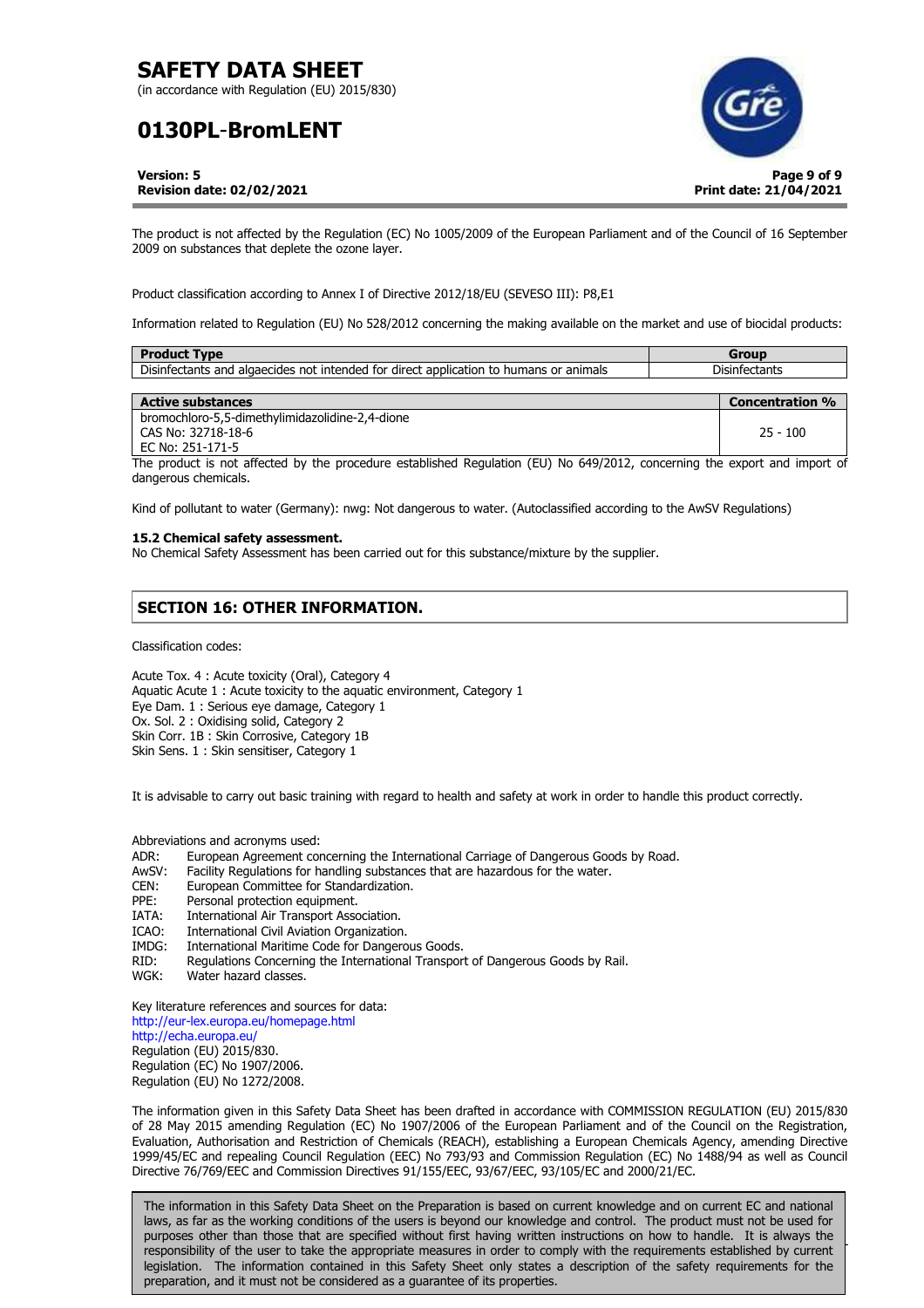The product is not affected by the Regulation (EC) No 1005/2009 of the European Parliament and of the Council of 16 September 2009 on substances that deplete the ozone layer.

Product classification according to Annex I of Directive 2012/18/EU (SEVESO III): P8,E1

Information related to Regulation (EU) No 528/2012 concerning the making available on the market and use of biocidal products:

| Product Type | Group |
|---|---|
| Disinfectants and algaecides not intended for direct application to humans or animals | Disinfectants |

| Active substances | Concentration % |
|---|---|
| bromochloro-5,5-dimethylimidazolidine-2,4-dione<br>CAS No: 32718-18-6<br>EC No: 251-171-5 | 25 - 100 |

The product is not affected by the procedure established Regulation (EU) No 649/2012, concerning the export and import of dangerous chemicals.

Kind of pollutant to water (Germany): nwg: Not dangerous to water. (Autoclassified according to the AwSV Regulations)

**15.2 Chemical safety assessment.**

No Chemical Safety Assessment has been carried out for this substance/mixture by the supplier.

## SECTION 16: OTHER INFORMATION.

Classification codes:

Acute Tox. 4 : Acute toxicity (Oral), Category 4
Aquatic Acute 1 : Acute toxicity to the aquatic environment, Category 1
Eye Dam. 1 : Serious eye damage, Category 1
Ox. Sol. 2 : Oxidising solid, Category 2
Skin Corr. 1B : Skin Corrosive, Category 1B
Skin Sens. 1 : Skin sensitiser, Category 1

It is advisable to carry out basic training with regard to health and safety at work in order to handle this product correctly.

Abbreviations and acronyms used:

ADR: European Agreement concerning the International Carriage of Dangerous Goods by Road.
AwSV: Facility Regulations for handling substances that are hazardous for the water.
CEN: European Committee for Standardization.
PPE: Personal protection equipment.
IATA: International Air Transport Association.
ICAO: International Civil Aviation Organization.
IMDG: International Maritime Code for Dangerous Goods.
RID: Regulations Concerning the International Transport of Dangerous Goods by Rail.
WGK: Water hazard classes.

Key literature references and sources for data:
http://eur-lex.europa.eu/homepage.html
http://echa.europa.eu/
Regulation (EU) 2015/830.
Regulation (EC) No 1907/2006.
Regulation (EU) No 1272/2008.

The information given in this Safety Data Sheet has been drafted in accordance with COMMISSION REGULATION (EU) 2015/830 of 28 May 2015 amending Regulation (EC) No 1907/2006 of the European Parliament and of the Council on the Registration, Evaluation, Authorisation and Restriction of Chemicals (REACH), establishing a European Chemicals Agency, amending Directive 1999/45/EC and repealing Council Regulation (EEC) No 793/93 and Commission Regulation (EC) No 1488/94 as well as Council Directive 76/769/EEC and Commission Directives 91/155/EEC, 93/67/EEC, 93/105/EC and 2000/21/EC.

The information in this Safety Data Sheet on the Preparation is based on current knowledge and on current EC and national laws, as far as the working conditions of the users is beyond our knowledge and control. The product must not be used for purposes other than those that are specified without first having written instructions on how to handle. It is always the responsibility of the user to take the appropriate measures in order to comply with the requirements established by current legislation. The information contained in this Safety Sheet only states a description of the safety requirements for the preparation, and it must not be considered as a guarantee of its properties.